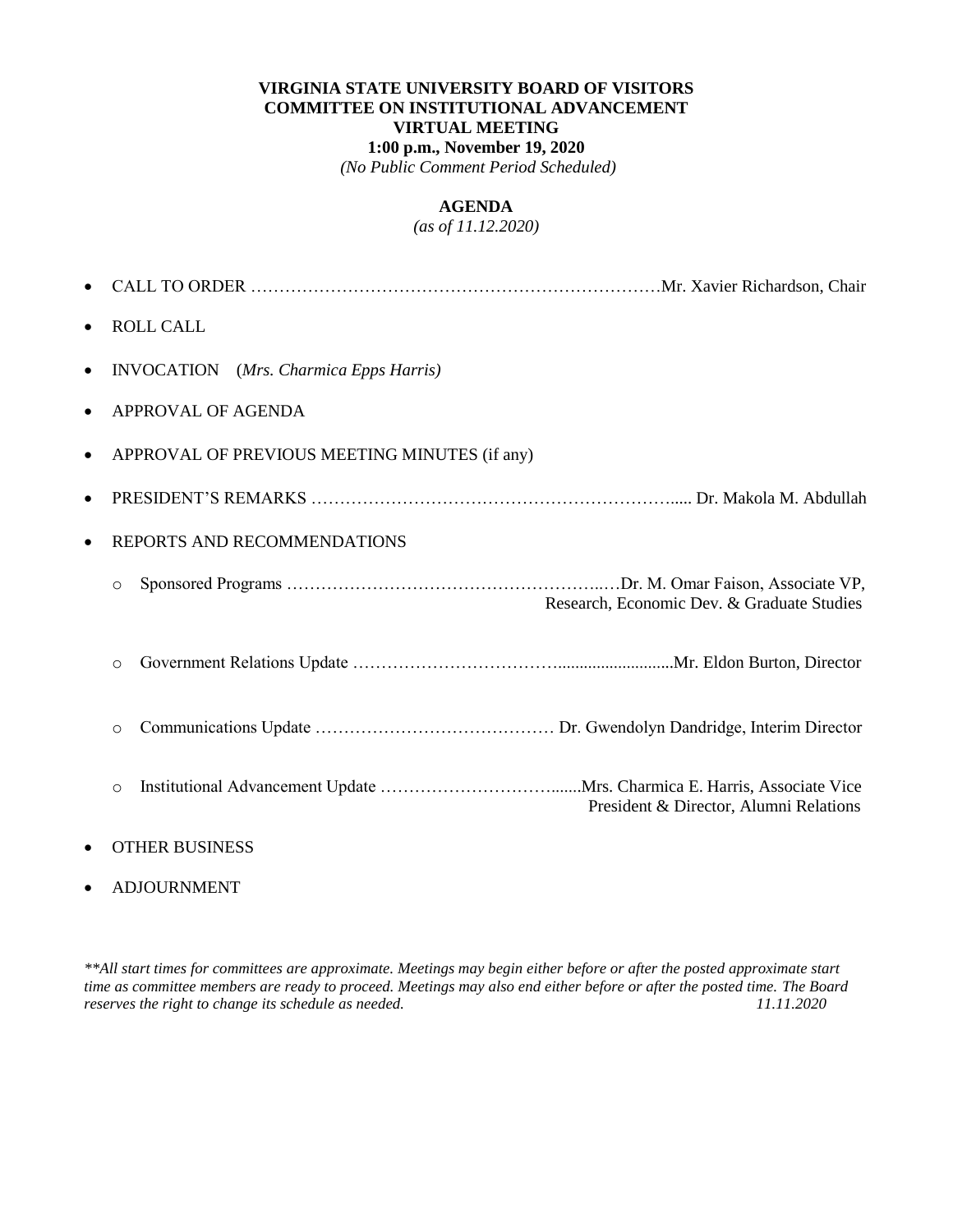**VIRGINIA STATE UNIVERSITY BOARD OF VISITORS**
**COMMITTEE ON INSTITUTIONAL ADVANCEMENT**
**VIRTUAL MEETING**
**1:00 p.m., November 19, 2020**
*(No Public Comment Period Scheduled)*

**AGENDA**
*(as of 11.12.2020)*

- CALL TO ORDER ……………………………………………………………… Mr. Xavier Richardson, Chair
- ROLL CALL
- INVOCATION (*Mrs. Charmica Epps Harris)*
- APPROVAL OF AGENDA
- APPROVAL OF PREVIOUS MEETING MINUTES (if any)
- PRESIDENT'S REMARKS …………………………………………………….... Dr. Makola M. Abdullah
- REPORTS AND RECOMMENDATIONS
    - Sponsored Programs ……………………………………………….…Dr. M. Omar Faison, Associate VP, Research, Economic Dev. & Graduate Studies
    - Government Relations Update ……………………………...........................Mr. Eldon Burton, Director
    - Communications Update …………………………………… Dr. Gwendolyn Dandridge, Interim Director
    - Institutional Advancement Update …………………………......Mrs. Charmica E. Harris, Associate Vice President & Director, Alumni Relations
- OTHER BUSINESS
- ADJOURNMENT

*\*\*All start times for committees are approximate. Meetings may begin either before or after the posted approximate start time as committee members are ready to proceed. Meetings may also end either before or after the posted time. The Board reserves the right to change its schedule as needed.* *11.11.2020*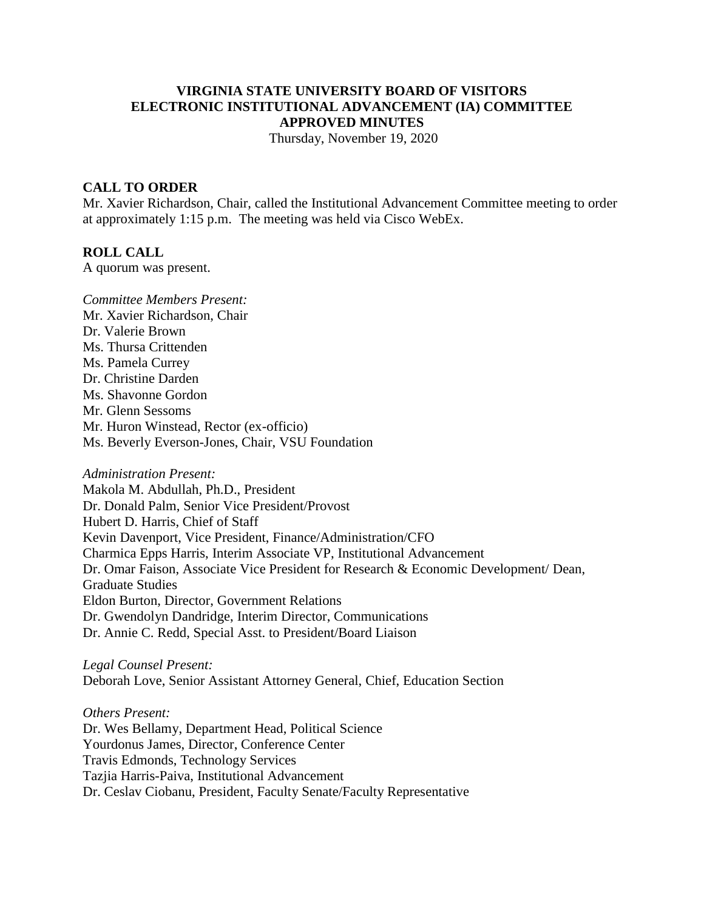**VIRGINIA STATE UNIVERSITY BOARD OF VISITORS**
**ELECTRONIC INSTITUTIONAL ADVANCEMENT (IA) COMMITTEE**
**APPROVED MINUTES**

Thursday, November 19, 2020

## CALL TO ORDER

Mr. Xavier Richardson, Chair, called the Institutional Advancement Committee meeting to order at approximately 1:15 p.m. The meeting was held via Cisco WebEx.

## ROLL CALL

A quorum was present.

*Committee Members Present:*
Mr. Xavier Richardson, Chair
Dr. Valerie Brown
Ms. Thursa Crittenden
Ms. Pamela Currey
Dr. Christine Darden
Ms. Shavonne Gordon
Mr. Glenn Sessoms
Mr. Huron Winstead, Rector (ex-officio)
Ms. Beverly Everson-Jones, Chair, VSU Foundation

*Administration Present:*
Makola M. Abdullah, Ph.D., President
Dr. Donald Palm, Senior Vice President/Provost
Hubert D. Harris, Chief of Staff
Kevin Davenport, Vice President, Finance/Administration/CFO
Charmica Epps Harris, Interim Associate VP, Institutional Advancement
Dr. Omar Faison, Associate Vice President for Research & Economic Development/ Dean, Graduate Studies
Eldon Burton, Director, Government Relations
Dr. Gwendolyn Dandridge, Interim Director, Communications
Dr. Annie C. Redd, Special Asst. to President/Board Liaison

*Legal Counsel Present:*
Deborah Love, Senior Assistant Attorney General, Chief, Education Section

*Others Present:*
Dr. Wes Bellamy, Department Head, Political Science
Yourdonus James, Director, Conference Center
Travis Edmonds, Technology Services
Tazjia Harris-Paiva, Institutional Advancement
Dr. Ceslav Ciobanu, President, Faculty Senate/Faculty Representative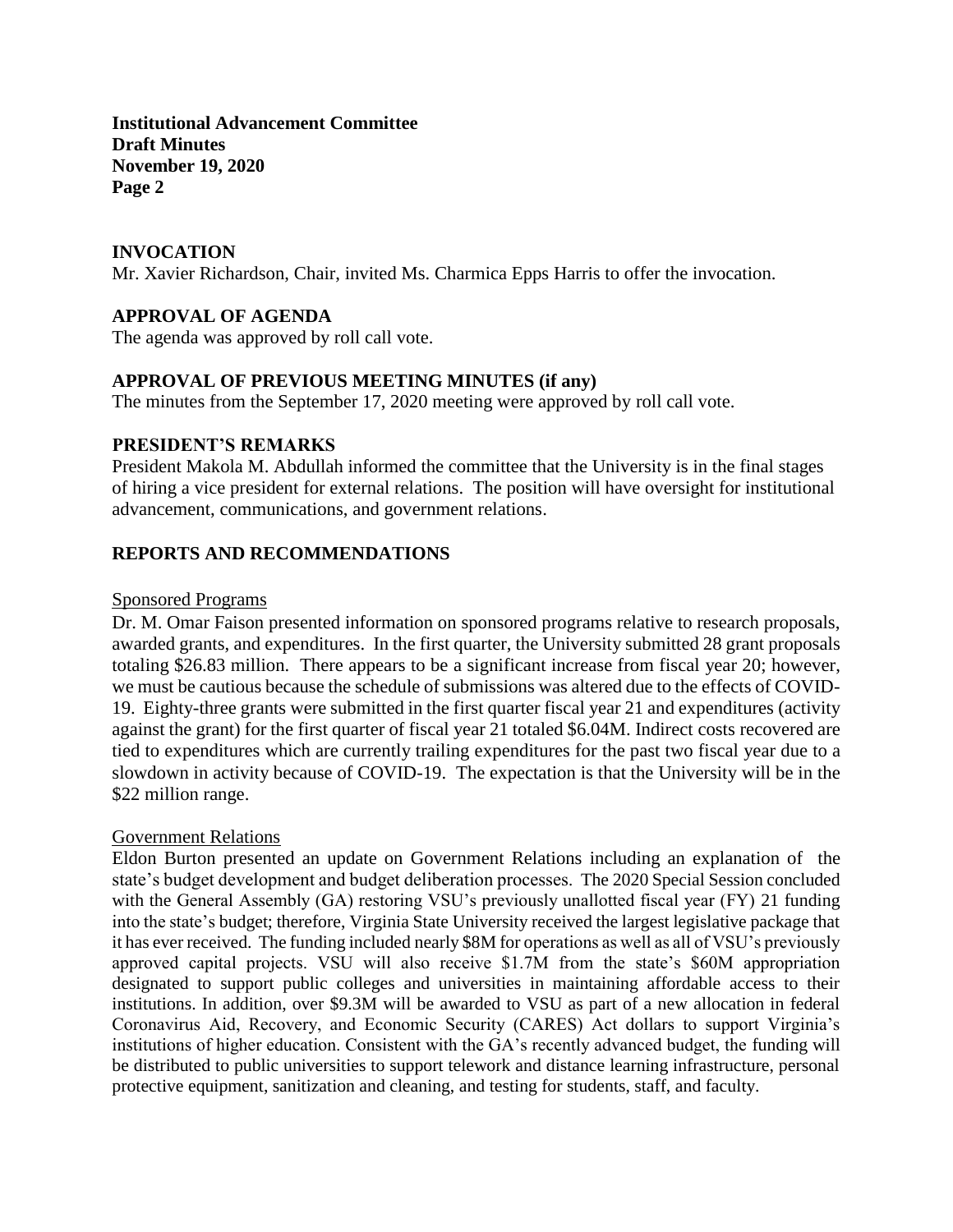## INVOCATION

Mr. Xavier Richardson, Chair, invited Ms. Charmica Epps Harris to offer the invocation.

## APPROVAL OF AGENDA

The agenda was approved by roll call vote.

## APPROVAL OF PREVIOUS MEETING MINUTES (if any)

The minutes from the September 17, 2020 meeting were approved by roll call vote.

## PRESIDENT'S REMARKS

President Makola M. Abdullah informed the committee that the University is in the final stages of hiring a vice president for external relations. The position will have oversight for institutional advancement, communications, and government relations.

## REPORTS AND RECOMMENDATIONS

### Sponsored Programs

Dr. M. Omar Faison presented information on sponsored programs relative to research proposals, awarded grants, and expenditures. In the first quarter, the University submitted 28 grant proposals totaling \$26.83 million. There appears to be a significant increase from fiscal year 20; however, we must be cautious because the schedule of submissions was altered due to the effects of COVID-19. Eighty-three grants were submitted in the first quarter fiscal year 21 and expenditures (activity against the grant) for the first quarter of fiscal year 21 totaled \$6.04M. Indirect costs recovered are tied to expenditures which are currently trailing expenditures for the past two fiscal year due to a slowdown in activity because of COVID-19. The expectation is that the University will be in the \$22 million range.

### Government Relations

Eldon Burton presented an update on Government Relations including an explanation of the state's budget development and budget deliberation processes. The 2020 Special Session concluded with the General Assembly (GA) restoring VSU's previously unallotted fiscal year (FY) 21 funding into the state's budget; therefore, Virginia State University received the largest legislative package that it has ever received. The funding included nearly \$8M for operations as well as all of VSU's previously approved capital projects. VSU will also receive \$1.7M from the state's \$60M appropriation designated to support public colleges and universities in maintaining affordable access to their institutions. In addition, over \$9.3M will be awarded to VSU as part of a new allocation in federal Coronavirus Aid, Recovery, and Economic Security (CARES) Act dollars to support Virginia's institutions of higher education. Consistent with the GA's recently advanced budget, the funding will be distributed to public universities to support telework and distance learning infrastructure, personal protective equipment, sanitization and cleaning, and testing for students, staff, and faculty.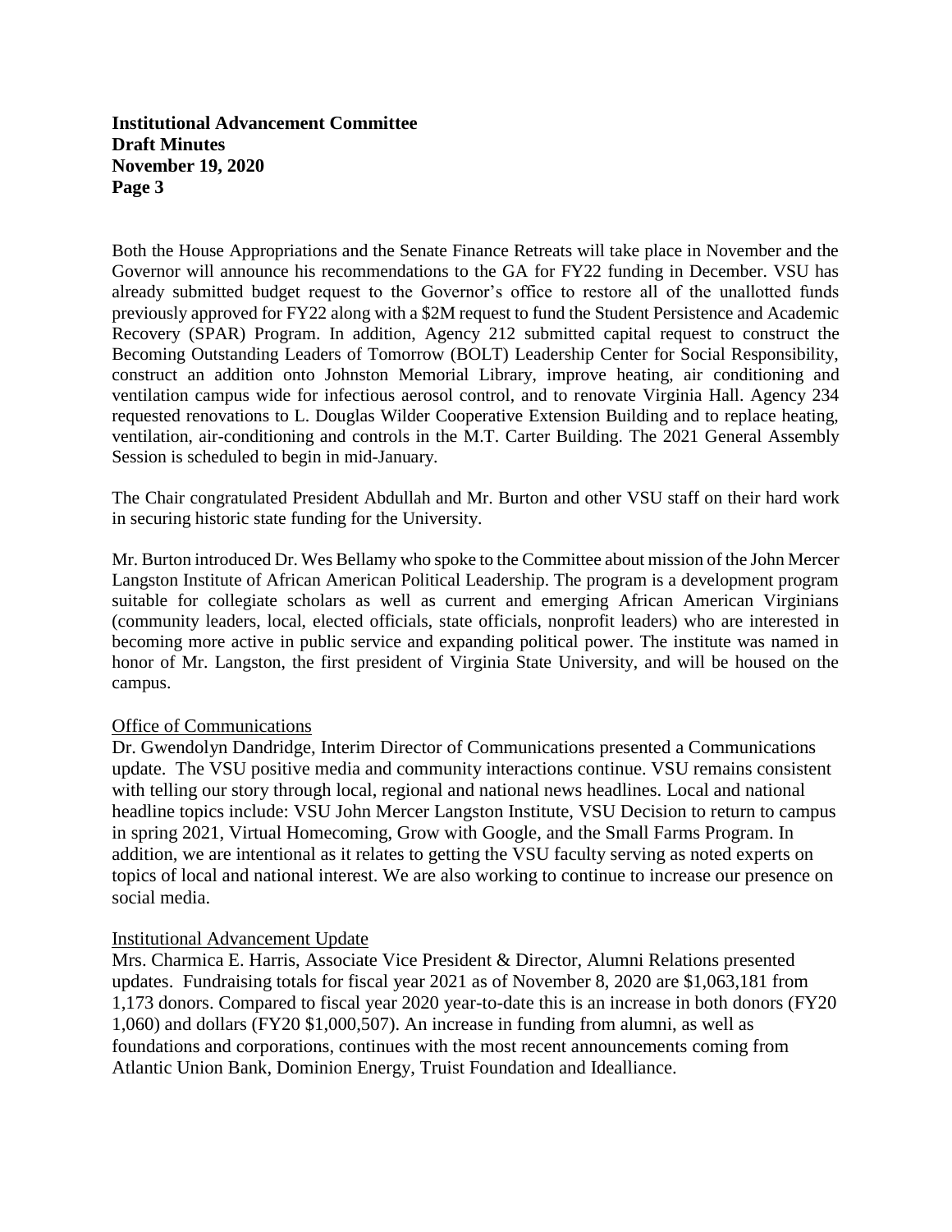Both the House Appropriations and the Senate Finance Retreats will take place in November and the Governor will announce his recommendations to the GA for FY22 funding in December. VSU has already submitted budget request to the Governor's office to restore all of the unallotted funds previously approved for FY22 along with a $2M request to fund the Student Persistence and Academic Recovery (SPAR) Program. In addition, Agency 212 submitted capital request to construct the Becoming Outstanding Leaders of Tomorrow (BOLT) Leadership Center for Social Responsibility, construct an addition onto Johnston Memorial Library, improve heating, air conditioning and ventilation campus wide for infectious aerosol control, and to renovate Virginia Hall. Agency 234 requested renovations to L. Douglas Wilder Cooperative Extension Building and to replace heating, ventilation, air-conditioning and controls in the M.T. Carter Building. The 2021 General Assembly Session is scheduled to begin in mid-January.

The Chair congratulated President Abdullah and Mr. Burton and other VSU staff on their hard work in securing historic state funding for the University.

Mr. Burton introduced Dr. Wes Bellamy who spoke to the Committee about mission of the John Mercer Langston Institute of African American Political Leadership. The program is a development program suitable for collegiate scholars as well as current and emerging African American Virginians (community leaders, local, elected officials, state officials, nonprofit leaders) who are interested in becoming more active in public service and expanding political power. The institute was named in honor of Mr. Langston, the first president of Virginia State University, and will be housed on the campus.

Office of Communications

Dr. Gwendolyn Dandridge, Interim Director of Communications presented a Communications update. The VSU positive media and community interactions continue. VSU remains consistent with telling our story through local, regional and national news headlines. Local and national headline topics include: VSU John Mercer Langston Institute, VSU Decision to return to campus in spring 2021, Virtual Homecoming, Grow with Google, and the Small Farms Program. In addition, we are intentional as it relates to getting the VSU faculty serving as noted experts on topics of local and national interest. We are also working to continue to increase our presence on social media.

Institutional Advancement Update

Mrs. Charmica E. Harris, Associate Vice President & Director, Alumni Relations presented updates. Fundraising totals for fiscal year 2021 as of November 8, 2020 are $1,063,181 from 1,173 donors. Compared to fiscal year 2020 year-to-date this is an increase in both donors (FY20 1,060) and dollars (FY20 $1,000,507). An increase in funding from alumni, as well as foundations and corporations, continues with the most recent announcements coming from Atlantic Union Bank, Dominion Energy, Truist Foundation and Idealliance.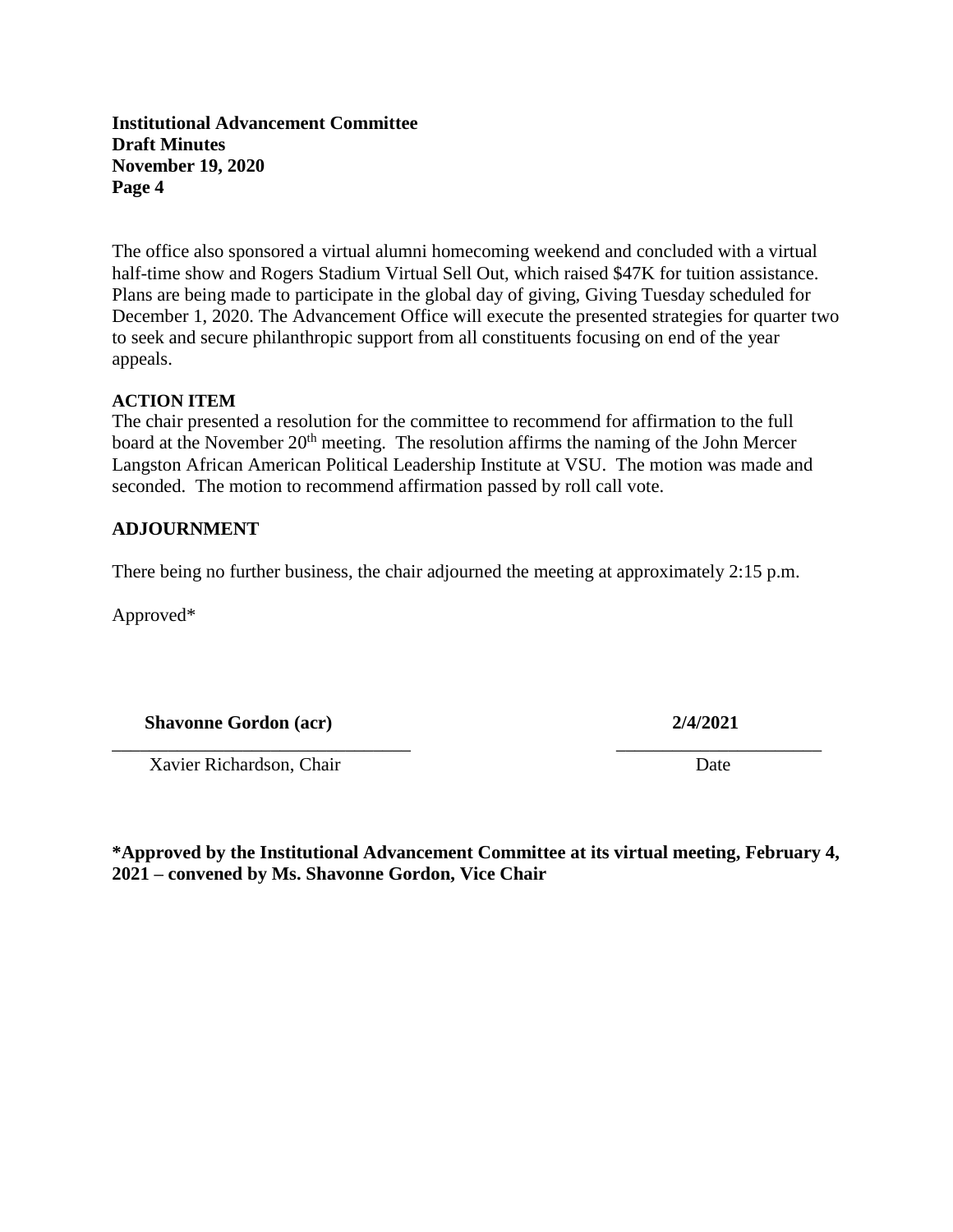The office also sponsored a virtual alumni homecoming weekend and concluded with a virtual half-time show and Rogers Stadium Virtual Sell Out, which raised $47K for tuition assistance. Plans are being made to participate in the global day of giving, Giving Tuesday scheduled for December 1, 2020. The Advancement Office will execute the presented strategies for quarter two to seek and secure philanthropic support from all constituents focusing on end of the year appeals.

**ACTION ITEM**

The chair presented a resolution for the committee to recommend for affirmation to the full board at the November 20th meeting. The resolution affirms the naming of the John Mercer Langston African American Political Leadership Institute at VSU. The motion was made and seconded. The motion to recommend affirmation passed by roll call vote.

**ADJOURNMENT**

There being no further business, the chair adjourned the meeting at approximately 2:15 p.m.

Approved*

**Shavonne Gordon (acr)** **2/4/2021**

Xavier Richardson, Chair Date

**\*Approved by the Institutional Advancement Committee at its virtual meeting, February 4, 2021 – convened by Ms. Shavonne Gordon, Vice Chair**